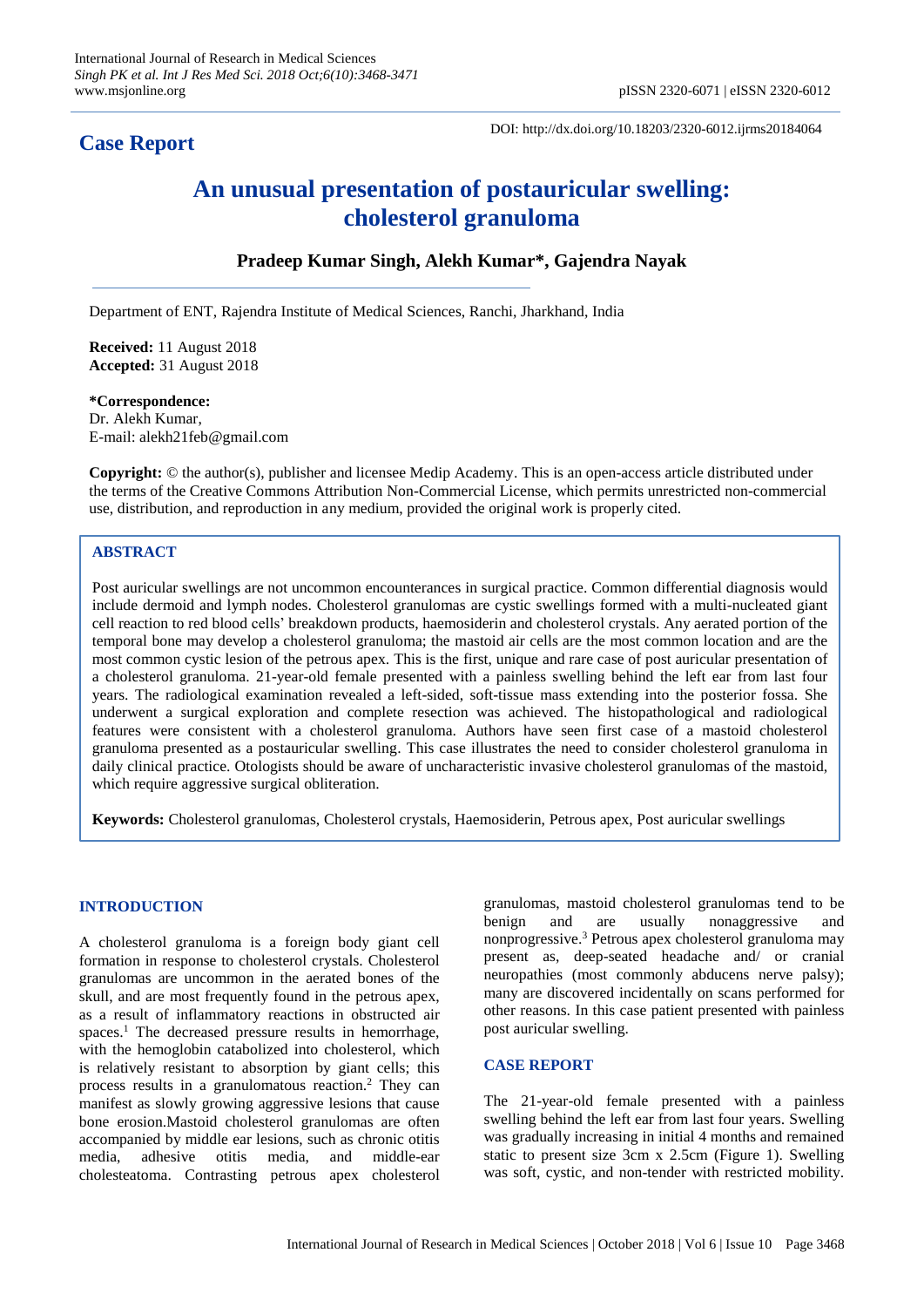## Case Report

DOI: http://dx.doi.org/10.18203/2320-6012.ijrms20184064

# An unusual presentation of postauricular swelling: cholesterol granuloma

**Pradeep Kumar Singh, Alekh Kumar\*, Gajendra Nayak**

Department of ENT, Rajendra Institute of Medical Sciences, Ranchi, Jharkhand, India

**Received:** 11 August 2018
**Accepted:** 31 August 2018

**\*Correspondence:**
Dr. Alekh Kumar,
E-mail: alekh21feb@gmail.com

**Copyright:** © the author(s), publisher and licensee Medip Academy. This is an open-access article distributed under the terms of the Creative Commons Attribution Non-Commercial License, which permits unrestricted non-commercial use, distribution, and reproduction in any medium, provided the original work is properly cited.

### ABSTRACT

Post auricular swellings are not uncommon encounterances in surgical practice. Common differential diagnosis would include dermoid and lymph nodes. Cholesterol granulomas are cystic swellings formed with a multi-nucleated giant cell reaction to red blood cells' breakdown products, haemosiderin and cholesterol crystals. Any aerated portion of the temporal bone may develop a cholesterol granuloma; the mastoid air cells are the most common location and are the most common cystic lesion of the petrous apex. This is the first, unique and rare case of post auricular presentation of a cholesterol granuloma. 21-year-old female presented with a painless swelling behind the left ear from last four years. The radiological examination revealed a left-sided, soft-tissue mass extending into the posterior fossa. She underwent a surgical exploration and complete resection was achieved. The histopathological and radiological features were consistent with a cholesterol granuloma. Authors have seen first case of a mastoid cholesterol granuloma presented as a postauricular swelling. This case illustrates the need to consider cholesterol granuloma in daily clinical practice. Otologists should be aware of uncharacteristic invasive cholesterol granulomas of the mastoid, which require aggressive surgical obliteration.

**Keywords:** Cholesterol granulomas, Cholesterol crystals, Haemosiderin, Petrous apex, Post auricular swellings

### INTRODUCTION

A cholesterol granuloma is a foreign body giant cell formation in response to cholesterol crystals. Cholesterol granulomas are uncommon in the aerated bones of the skull, and are most frequently found in the petrous apex, as a result of inflammatory reactions in obstructed air spaces.[1] The decreased pressure results in hemorrhage, with the hemoglobin catabolized into cholesterol, which is relatively resistant to absorption by giant cells; this process results in a granulomatous reaction.[2] They can manifest as slowly growing aggressive lesions that cause bone erosion.Mastoid cholesterol granulomas are often accompanied by middle ear lesions, such as chronic otitis media, adhesive otitis media, and middle-ear cholesteatoma. Contrasting petrous apex cholesterol granulomas, mastoid cholesterol granulomas tend to be benign and are usually nonaggressive and nonprogressive.[3] Petrous apex cholesterol granuloma may present as, deep-seated headache and/ or cranial neuropathies (most commonly abducens nerve palsy); many are discovered incidentally on scans performed for other reasons. In this case patient presented with painless post auricular swelling.

### CASE REPORT

The 21-year-old female presented with a painless swelling behind the left ear from last four years. Swelling was gradually increasing in initial 4 months and remained static to present size 3cm x 2.5cm (Figure 1). Swelling was soft, cystic, and non-tender with restricted mobility.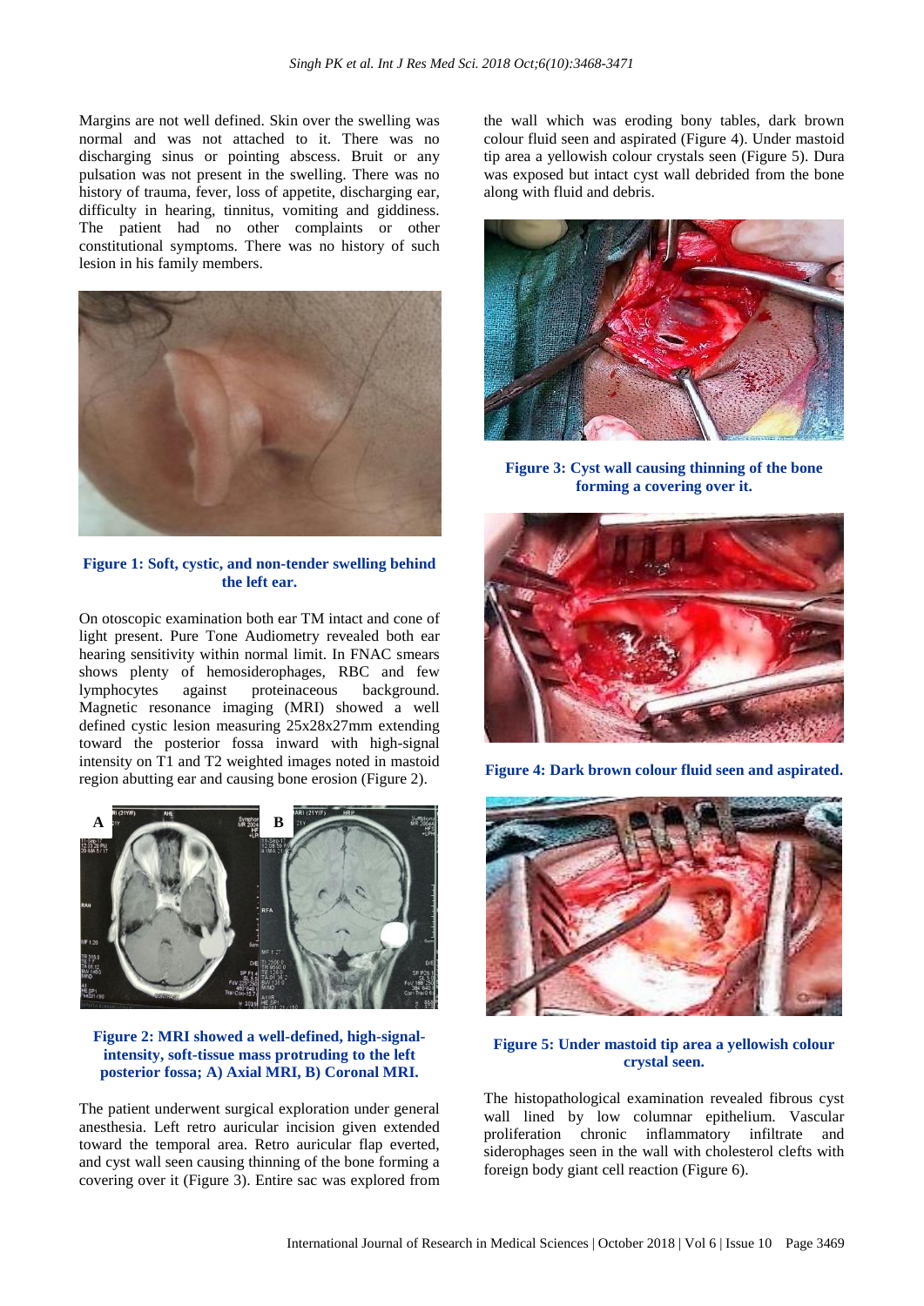Margins are not well defined. Skin over the swelling was normal and was not attached to it. There was no discharging sinus or pointing abscess. Bruit or any pulsation was not present in the swelling. There was no history of trauma, fever, loss of appetite, discharging ear, difficulty in hearing, tinnitus, vomiting and giddiness. The patient had no other complaints or other constitutional symptoms. There was no history of such lesion in his family members.

**Figure 1: Soft, cystic, and non-tender swelling behind the left ear.**

On otoscopic examination both ear TM intact and cone of light present. Pure Tone Audiometry revealed both ear hearing sensitivity within normal limit. In FNAC smears shows plenty of hemosiderophages, RBC and few lymphocytes against proteinaceous background. Magnetic resonance imaging (MRI) showed a well defined cystic lesion measuring 25x28x27mm extending toward the posterior fossa inward with high-signal intensity on T1 and T2 weighted images noted in mastoid region abutting ear and causing bone erosion (Figure 2).

**Figure 2: MRI showed a well-defined, high-signal-intensity, soft-tissue mass protruding to the left posterior fossa; A) Axial MRI, B) Coronal MRI.**

The patient underwent surgical exploration under general anesthesia. Left retro auricular incision given extended toward the temporal area. Retro auricular flap everted, and cyst wall seen causing thinning of the bone forming a covering over it (Figure 3). Entire sac was explored from the wall which was eroding bony tables, dark brown colour fluid seen and aspirated (Figure 4). Under mastoid tip area a yellowish colour crystals seen (Figure 5). Dura was exposed but intact cyst wall debrided from the bone along with fluid and debris.

**Figure 3: Cyst wall causing thinning of the bone forming a covering over it.**

**Figure 4: Dark brown colour fluid seen and aspirated.**

**Figure 5: Under mastoid tip area a yellowish colour crystal seen.**

The histopathological examination revealed fibrous cyst wall lined by low columnar epithelium. Vascular proliferation chronic inflammatory infiltrate and siderophages seen in the wall with cholesterol clefts with foreign body giant cell reaction (Figure 6).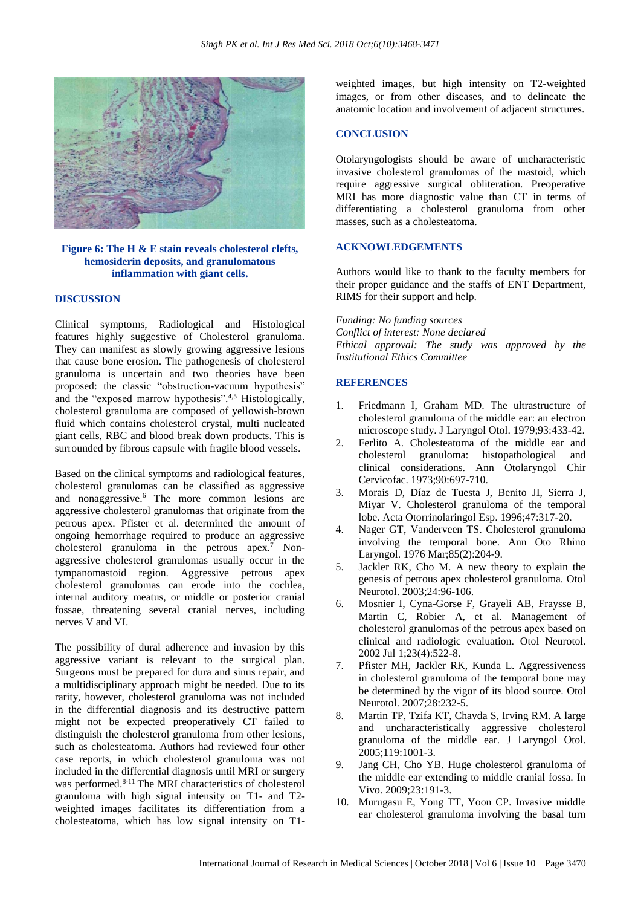**Figure 6: The H & E stain reveals cholesterol clefts, hemosiderin deposits, and granulomatous inflammation with giant cells.**

## DISCUSSION

Clinical symptoms, Radiological and Histological features highly suggestive of Cholesterol granuloma. They can manifest as slowly growing aggressive lesions that cause bone erosion. The pathogenesis of cholesterol granuloma is uncertain and two theories have been proposed: the classic "obstruction-vacuum hypothesis" and the "exposed marrow hypothesis".[4,5] Histologically, cholesterol granuloma are composed of yellowish-brown fluid which contains cholesterol crystal, multi nucleated giant cells, RBC and blood break down products. This is surrounded by fibrous capsule with fragile blood vessels.

Based on the clinical symptoms and radiological features, cholesterol granulomas can be classified as aggressive and nonaggressive.[6] The more common lesions are aggressive cholesterol granulomas that originate from the petrous apex. Pfister et al. determined the amount of ongoing hemorrhage required to produce an aggressive cholesterol granuloma in the petrous apex.[7] Non-aggressive cholesterol granulomas usually occur in the tympanomastoid region. Aggressive petrous apex cholesterol granulomas can erode into the cochlea, internal auditory meatus, or middle or posterior cranial fossae, threatening several cranial nerves, including nerves V and VI.

The possibility of dural adherence and invasion by this aggressive variant is relevant to the surgical plan. Surgeons must be prepared for dura and sinus repair, and a multidisciplinary approach might be needed. Due to its rarity, however, cholesterol granuloma was not included in the differential diagnosis and its destructive pattern might not be expected preoperatively CT failed to distinguish the cholesterol granuloma from other lesions, such as cholesteatoma. Authors had reviewed four other case reports, in which cholesterol granuloma was not included in the differential diagnosis until MRI or surgery was performed.[8-11] The MRI characteristics of cholesterol granuloma with high signal intensity on T1- and T2-weighted images facilitates its differentiation from a cholesteatoma, which has low signal intensity on T1-weighted images, but high intensity on T2-weighted images, or from other diseases, and to delineate the anatomic location and involvement of adjacent structures.

## CONCLUSION

Otolaryngologists should be aware of uncharacteristic invasive cholesterol granulomas of the mastoid, which require aggressive surgical obliteration. Preoperative MRI has more diagnostic value than CT in terms of differentiating a cholesterol granuloma from other masses, such as a cholesteatoma.

## ACKNOWLEDGEMENTS

Authors would like to thank to the faculty members for their proper guidance and the staffs of ENT Department, RIMS for their support and help.

*Funding: No funding sources*
*Conflict of interest: None declared*
*Ethical approval: The study was approved by the Institutional Ethics Committee*

## REFERENCES

1. Friedmann I, Graham MD. The ultrastructure of cholesterol granuloma of the middle ear: an electron microscope study. J Laryngol Otol. 1979;93:433-42.
2. Ferlito A. Cholesteatoma of the middle ear and cholesterol granuloma: histopathological and clinical considerations. Ann Otolaryngol Chir Cervicofac. 1973;90:697-710.
3. Morais D, Díaz de Tuesta J, Benito JI, Sierra J, Miyar V. Cholesterol granuloma of the temporal lobe. Acta Otorrinolaringol Esp. 1996;47:317-20.
4. Nager GT, Vanderveen TS. Cholesterol granuloma involving the temporal bone. Ann Oto Rhino Laryngol. 1976 Mar;85(2):204-9.
5. Jackler RK, Cho M. A new theory to explain the genesis of petrous apex cholesterol granuloma. Otol Neurotol. 2003;24:96-106.
6. Mosnier I, Cyna-Gorse F, Grayeli AB, Fraysse B, Martin C, Robier A, et al. Management of cholesterol granulomas of the petrous apex based on clinical and radiologic evaluation. Otol Neurotol. 2002 Jul 1;23(4):522-8.
7. Pfister MH, Jackler RK, Kunda L. Aggressiveness in cholesterol granuloma of the temporal bone may be determined by the vigor of its blood source. Otol Neurotol. 2007;28:232-5.
8. Martin TP, Tzifa KT, Chavda S, Irving RM. A large and uncharacteristically aggressive cholesterol granuloma of the middle ear. J Laryngol Otol. 2005;119:1001-3.
9. Jang CH, Cho YB. Huge cholesterol granuloma of the middle ear extending to middle cranial fossa. In Vivo. 2009;23:191-3.
10. Murugasu E, Yong TT, Yoon CP. Invasive middle ear cholesterol granuloma involving the basal turn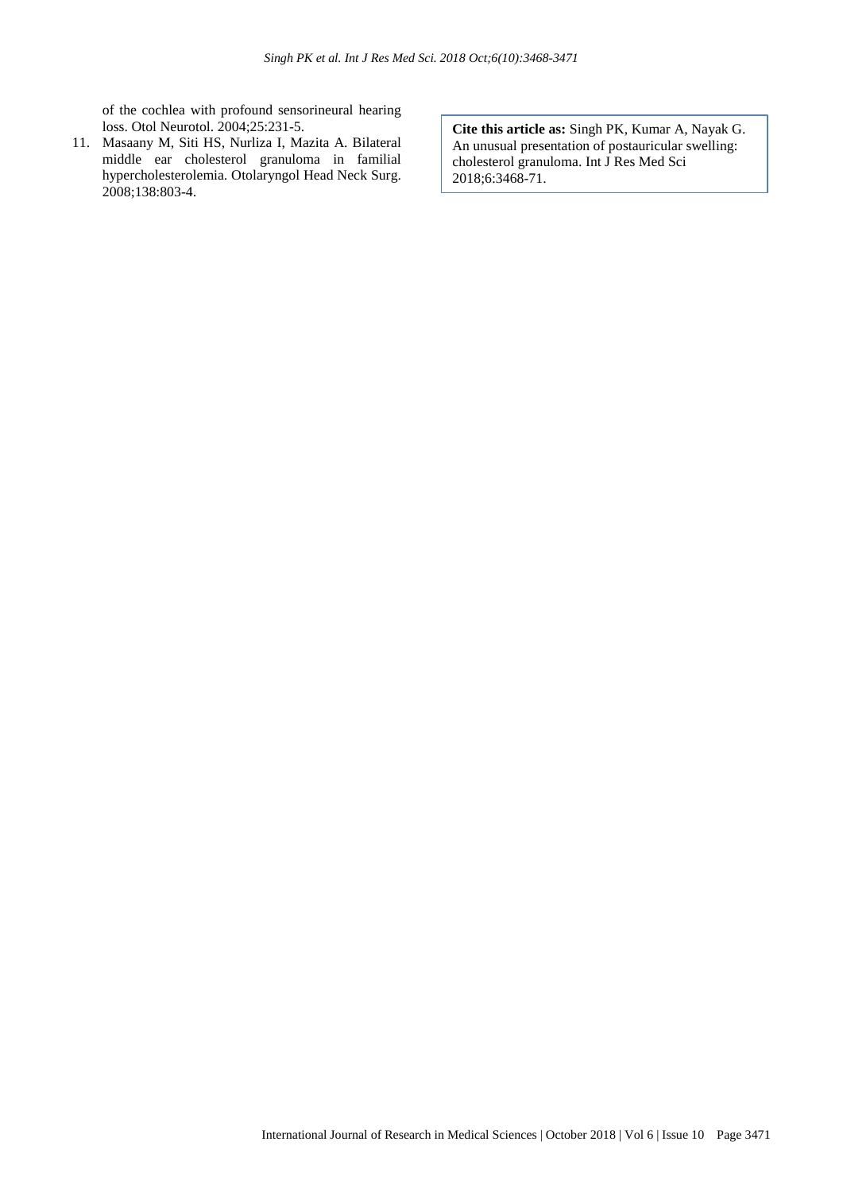of the cochlea with profound sensorineural hearing loss. Otol Neurotol. 2004;25:231-5.

11. Masaany M, Siti HS, Nurliza I, Mazita A. Bilateral middle ear cholesterol granuloma in familial hypercholesterolemia. Otolaryngol Head Neck Surg. 2008;138:803-4.

**Cite this article as:** Singh PK, Kumar A, Nayak G. An unusual presentation of postauricular swelling: cholesterol granuloma. Int J Res Med Sci 2018;6:3468-71.